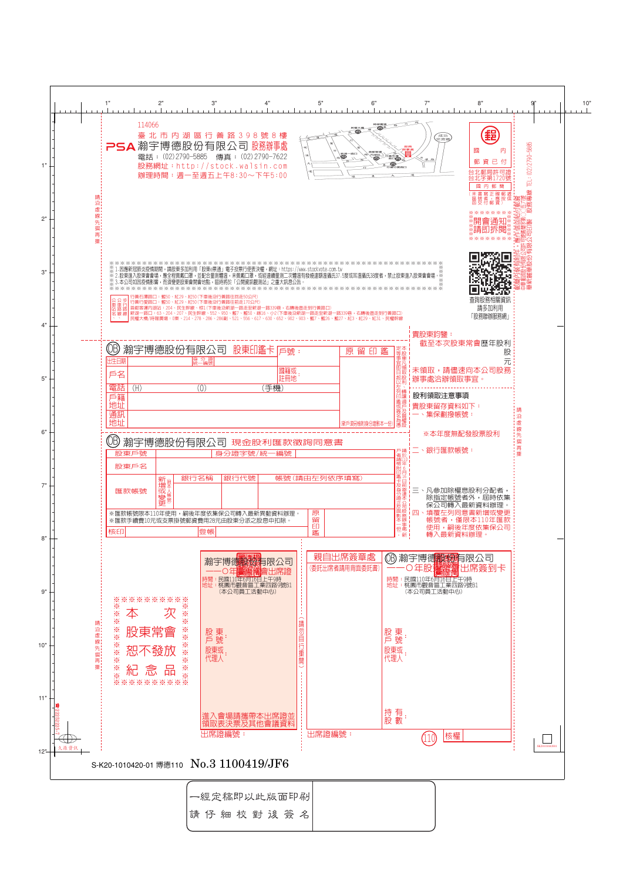114066
臺北市內湖區行善路398號8樓

**PSA 瀚宇博德股份有限公司 股務辦事處**

電話：(02)2790-5885 傳真：(02)2790-7622
股務網址：http://stock.walsin.com
辦理時間：週一至週五上午8:30～下午5:00

國內郵資已付
台北郵局許可證
台北字第1720號
國內郵簡
（未書寫正確郵遞區號者，須按信函交付郵資）

開會通知 請即拆閱

查詢股務相關資訊 請多利用「股務聯辦服務網」

請沿虛線先撕再摺

1.因應新冠肺炎疫情期間，請股東多加利用「股東e票通」電子投票行使表決權，網址：https://www.stockvote.com.tw
2.股東進入股東會會場，應全程戴口罩，並配合量測體溫，未戴口罩，或經連續量測二次體溫有發燒達額溫攝氏37.5度或耳溫攝氏38度者，禁止股東進入股東會會場。
3.本公司如因疫情影響，而須變更股東會開會地點，屆時將於「公開資訊觀測站」之重大訊息公告。

公共交通路線：
行善石潭路口：藍50、紅29、紅30(下車後沿行善路往前走50公尺)
行善行愛路口：藍50、紅29、紅30(下車後沿行善路往前走170公尺)
高鐵/捷運內湖站：204、民生幹線、棕1(下車後沿新湖一路往至新湖一路339巷，右轉後直走到行善路口)
新湖一路口：63、204、207、民生幹線、552、950、藍7、藍50、綠16、小2(下車後沿新湖一路走至新湖一路339巷，右轉後直走到行善路口)
民權大橋/師範廣場：0東、214、278、286、286副、521、556、617、630、652、902、903、藍7、藍26、藍27、紅3、紅29、紅31、民權幹線

## 瀚宇博德股份有限公司 股東印鑑卡

| 戶號： | | 原留印鑑 |
|---|---|---|
| 出生日期 | 身分證統一編號 | |
| 戶名 | 國籍或註冊地 | |
| 電話 (H) (O) (手機) | | |
| 戶籍地址 | | |
| 通訊地址 | | (新戶須檢附身分證影本一份) |

本卡為股東辦理股務事宜及股利領取之依據，如以下列印鑑或原留印鑑所有事項有異動者，請填寫本卡。

## 瀚宇博德股份有限公司 現金股利匯款徵詢同意書

| 股東戶號 | | 身分證字號/統一編號 | | |
|---|---|---|---|---|
| 股東戶名 | | | | |
| 匯款帳號 | 新增或變更（請本人簽章） | 銀行名稱 | 銀行代號 | 帳號（請由左列依序填寫） |

※匯款帳號限本110年使用，嗣後年度依集保公司轉入最新異動資料辦理。
※匯款手續費10元或支票掛號郵資費用28元由股東分派之股息中扣除。

核印 登帳 原留印鑑

請檢附印鑑卡及身分證正反面影本一份，新戶請填寫於110年6月17日前寄達本公司。

**貴股東鈞鑒：**

截至本次股東常會歷年股利 股 元

未領取，請儘速向本公司股務辦事處洽辦領取事宜。

**股利領取注意事項**

貴股東留存資料如下：

一、集保劃撥帳號：

※本年度無配發股票股利

二、銀行匯款帳號：

三、凡參加除權息股利分配者，除指定帳號者外，屆時依集保公司轉入最新資料辦理。

四、填覆左列同意書新增或變更帳號者，僅限本110年匯款使用，嗣後年度依集保公司轉入最新資料辦理。

請沿虛線先撕再摺

※※※※※※※※※※
※ 本次 ※
※ 股東常會 ※
※ 恕不發放 ※
※ 紀念品 ※
※※※※※※※※※※

請沿虛線先撕再摺

## 瀚宇博德股份有限公司 一一〇年股東常會出席證

時間：民國110年6月16日上午9時
地址：桃園市觀音區工業四路9號B1
（本公司員工活動中心）

股東戶號：
股東或代理人：

進入會場請攜帶本出席證並領取表決票及其他會議資料

出席證編號：

（請勿自行撕開）

**親自出席簽章處**
（委託出席者請用背面委託書）

出席證編號：

## 瀚宇博德股份有限公司 一一〇年股東常會出席簽到卡

時間：民國110年6月16日上午9時
地址：桃園市觀音區工業四路9號B1
（本公司員工活動中心）

股東戶號：
股東或代理人：

持有股數：

110 核權

S-K20-1010420-01 博德110 No.3 1100419/JF6

一經定稿即以此版面印刷
請仔細校對後簽名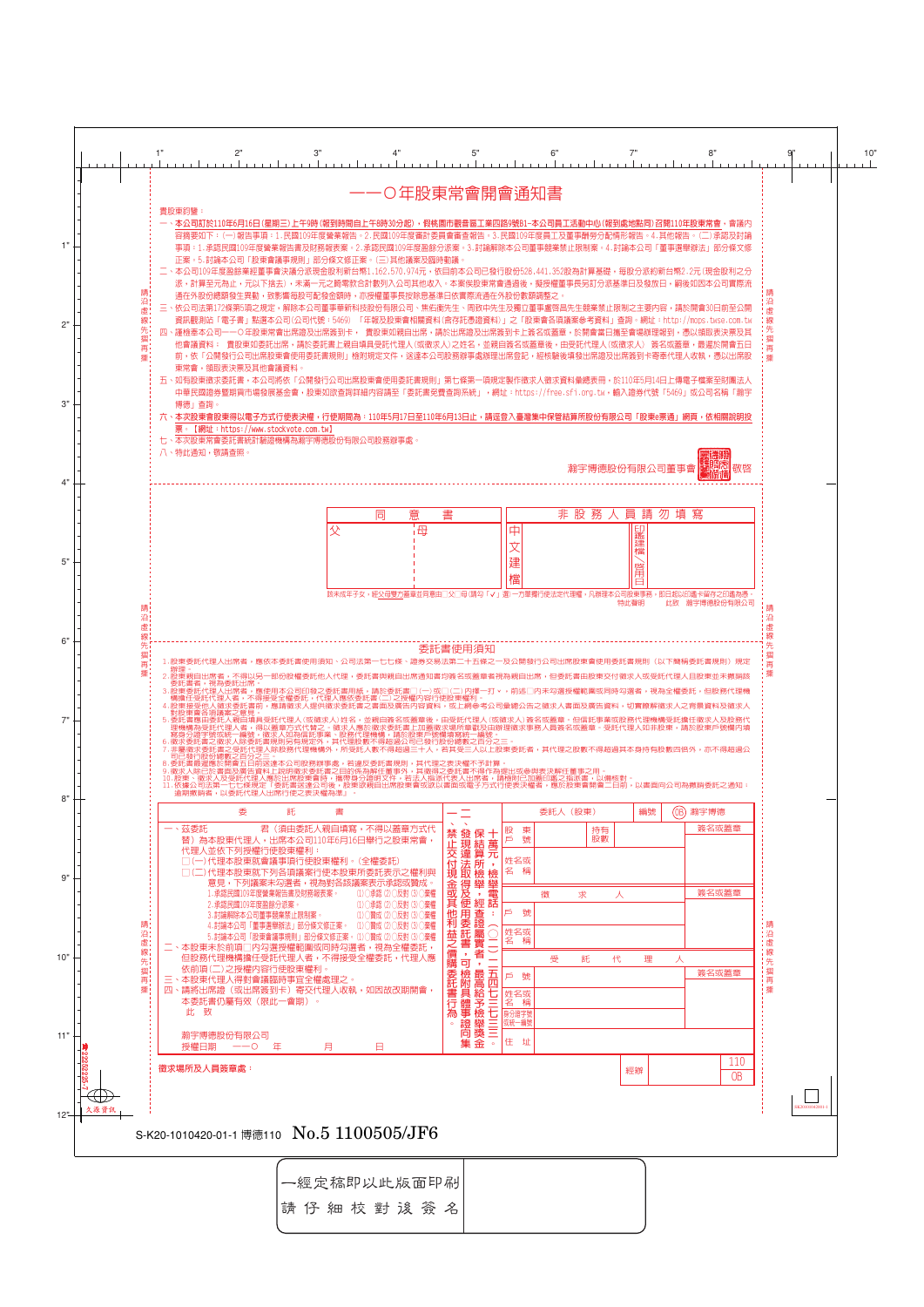# 一一〇年股東常會開會通知書

貴股東鈞鑒：

一、本公司訂於110年6月16日(星期三)上午9時(報到時間自上午8時30分起)，假桃園市觀音區工業四路9號B1-本公司員工活動中心(報到處地點同)召開110年股東常會，會議內容摘要如下：(一)報告事項：1.民國109年度營業報告。2.民國109年度審計委員會審查報告。3.民國109年度員工及董事酬勞分配情形報告。4.其他報告。(二)承認及討論事項：1.承認民國109年度營業報告書及財務報表案。2.承認民國109年度盈餘分派案。3.討論解除本公司董事競業禁止限制案。4.討論本公司「董事選舉辦法」部分條文修正案。5.討論本公司「股東會議事規則」部分條文修正案。(三)其他議案及臨時動議。

二、本公司109年度盈餘業經董事會決議分派現金股利新台幣1,162,570,974元，依目前本公司已發行股份528,441,352股為計算基礎，每股分派約新台幣2.2元(現金股利之分派，計算至元為止，元以下捨去)，未滿一元之畸零款合計數列入公司其他收入。本案俟股東常會通過後，擬授權董事長另訂分派基準日及發放日，嗣後如因本公司實際流通在外股份總額發生異動，致影響每股可配發金額時，亦授權董事長按照息基準日依實際流通在外股份數額調整之。

三、依公司法第172條第5項之規定，解除本公司董事華新科技股份有限公司、焦佑衡先生、周致中先生及獨立董事盧昭昌先生競業禁止限制之主要內容，請於開會30日前至公開資訊觀測站「電子書」點選本公司(公司代號：5469)「年報及股東會相關資料(含存託憑證資料)」之「股東會各項議案參考資料」查詢。網址：http://mops.twse.com.tw

四、隨檢奉本公司一一〇年股東常會出席證及出席簽到卡， 貴股東如親自出席，請於出席證及出席簽到卡上簽名或蓋章，於開會當日攜至會場辦理報到，憑以領取表決票及其他會議資料； 貴股東如委託出席，請於委託書上親自簽名或蓋章並填具受託代理人(或徵求人)之姓名，並親自簽名或蓋章後，由受託代理人(或徵求人) 簽名或蓋章，最遲於開會五日前，依「公開發行公司出席股東會使用委託書規則」規定程序，送達本公司股務代理機構登記，經核驗後填發出席證及出席簽到卡寄零代理人收執，憑以出席股東常會，領取表決票及其他會議資料。

五、如有股東徵求委託書，本公司將依「公開發行公司出席股東會使用委託書規則」第七條第一項規定製作徵求人徵求資料彙總表冊，於110年5月14日上傳電子檔案至財團法人中華民國證券暨期貨市場發展基金會，股東如欲查詢詳細內容請至「委託書免費查詢系統」，網址：https://free.sfi.org.tw，輸入證券代號「5469」或公司名稱「瀚宇博德」查詢。

六、本次股東會股東得以電子方式行使表決權，行使期間為：110年5月17日至110年6月13日止，請逕登入臺灣集中保管結算所股份有限公司「股東e票通」網頁，依相關說明投票。【網址：https://www.stockvote.com.tw】

七、本次股東常會委託書統計驗證機構為瀚宇博德股份有限公司股務辦事處。

八、特此通知，敬請查照。

瀚宇博德股份有限公司董事會 敬啓

---

| 同 | 意 | 書 | 非股務人員請勿填寫 |
|---|---|---|---|
| 父 | | 母 | 中文建檔 / 印鑑建檔／覆核 |

該未成年子女，經父母雙方蓋章並同意由□父□母(請勾「√」選)一方單獨行使法定代理權，凡辦理本公司股東事務，即日起以印鑑卡留存之印鑑為憑。

特此聲明　　此致　瀚宇博德股份有限公司

---

## 委託書使用須知

1. 股東委託代理人出席者，應依本委託書使用須知。公司法第一七七條、證券交易法第二十五條之一及公開發行公司出席股東會使用委託書規則（以下簡稱委託書規則）規定辦理。
2. 股東親自出席者，不得以另一部份股權委託他人代理，委託書與親自出席通知書均將簽名或蓋章者視為親自出席，但委託書由股東交付徵求人或受託代理人且股東並未撤銷委託書者，視為委託出席。
3. 股東委託代理人出席者，應使用本公司印發之委託書用紙，請於委託書□(一)或□(二)內擇一打ｖ，前述□內未勾選授權範圍或同時勾選者，視為全權委託，但股務代理機構任受託代理人者，不得接受全權委託，代理人應依委託書(二)之授權內容行使股東權利。
4. 股東接受他人徵求委託書前，應請徵求人提供徵求委託書之書面及廣告內容資料，或上網參考公司彙總公告之徵求人書面及廣告資料，切實瞭解徵求人之背景資料及徵求人對股東會各項議案之意見。
5. 委託書應由委託人親自填具受託代理人(或徵求人)姓名，並親自簽名或蓋章後，由受託代理人(或徵求人)簽名或蓋章。但信託事業或股務代理機構受託擔任徵求人及股務代理機構為受託代理人者，得以蓋章方式代替之。徵求人應於徵求委託書上加蓋徵求場所章戳及由辦理徵求事務人員簽名或蓋章。受託代理人如非股東，請於股東戶號欄內填寫身分證字號或統一編號，如係委託信託事業、股務代理機構，請於股東戶號欄填寫統一編號。
6. 徵求委託書之徵求人除依規則另有規定外，其代理股數不得超過本公司已發行股份總數之百分之三。
7. 非屬徵求委託書之受託代理人除股務代理機構外，所受託人數不得超過三十人，若其受三人以上股東委託者，其代理之股數不得超過其本身持有股數四倍外，亦不得超過公司已發行股份總數百分之三。
8. 委託書最遲應於開會五日前送達本公司股務辦事處。若違反委託書規則，其代理之表決權不予計算。
9. 徵求人除已於書面及廣告資料上說明徵求委託書之目的係為解任董事外，其徵得之委託書不得作為提出或參與表決解任董事之用。
10. 股東、徵求人及受託代理人應於出席股東會時，攜帶身分證明文件，若法人指派代表人出席者，請檢附已加蓋印鑑之指派書，以備核對。
11. 依據公司法第一七七條規定「委託書送達公司後，股東欲親自出席股東會或欲以書面或電子方式行使表決權者，應於股東會開會二日前，以書面向公司為撤銷委託之通知；逾期撤銷者，以委託代理人出席行使之表決權為準」。

---

## 委託書

一、茲委託＿＿＿＿君（須由委託人親自填寫，不得以蓋章方式代替）為本股東之代理人，出席本公司110年6月16日舉行之股東常會，代理人並依下列授權行使股東權利：

□(一)代理本股東就會議事項行使股東權利。(全權委託)

□(二)代理本股東就下列各項議案行使本股東所委託表示之權利與意見，下列議案未勾選者，視為對各該議案表示認同贊成。

1. 承認民國109年度營業報告書及財務報表案。　(1)□承認 (2)□反對 (3)□棄權
2. 承認民國109年度盈餘分派案。　(1)□承認 (2)□反對 (3)□棄權
3. 討論解除本公司董事競業禁止限制案。　(1)□贊成 (2)□反對 (3)□棄權
4. 討論本公司「董事選舉辦法」部分條文修正案。　(1)□贊成 (2)□反對 (3)□棄權
5. 討論本公司「股東會議事規則」部分條文修正案。　(1)□贊成 (2)□反對 (3)□棄權

二、本股東未於前項□內勾選授權範圍或同時勾選者，視為全權委託，但股務代理機構擔任受託代理人者，不得接受全權委託，代理人應依前項(二)之授權內容行使股東權利。

三、本股東代理人得對會議臨時事宜全權處理之。

四、請將出席證（或出席簽到卡）寄交代理人收執，如因故改期開會，本委託書仍屬有效（限此一會期）。

此　致

瀚宇博德股份有限公司

授權日期　一一〇　年　　月　　日

一、發現違法取得及使用委託書，可檢附具體事證向集保結算所、檢舉電話：(〇二)二五四七七三三三。

二、禁止交付現金或其他利益之價購委託書行為，最高給予檢舉獎金十萬元。

| 委託人（股東） | | 編號 | 瀚宇博德 |
|---|---|---|---|
| 股東戶號 | 持有股數 | | 簽名或蓋章 |
| 姓名或名稱 | | | |
| 徵求人 | | | 簽名或蓋章 |
| 戶號 | | | |
| 姓名或名稱 | | | |
| 受託代理人 | | | 簽名或蓋章 |
| 戶號 | | | |
| 姓名或名稱 | | | |
| 身分證字號或統一編號 | | | |
| 住址 | | | |

徵求場所及人員簽章處：

經辦　110 / 0B